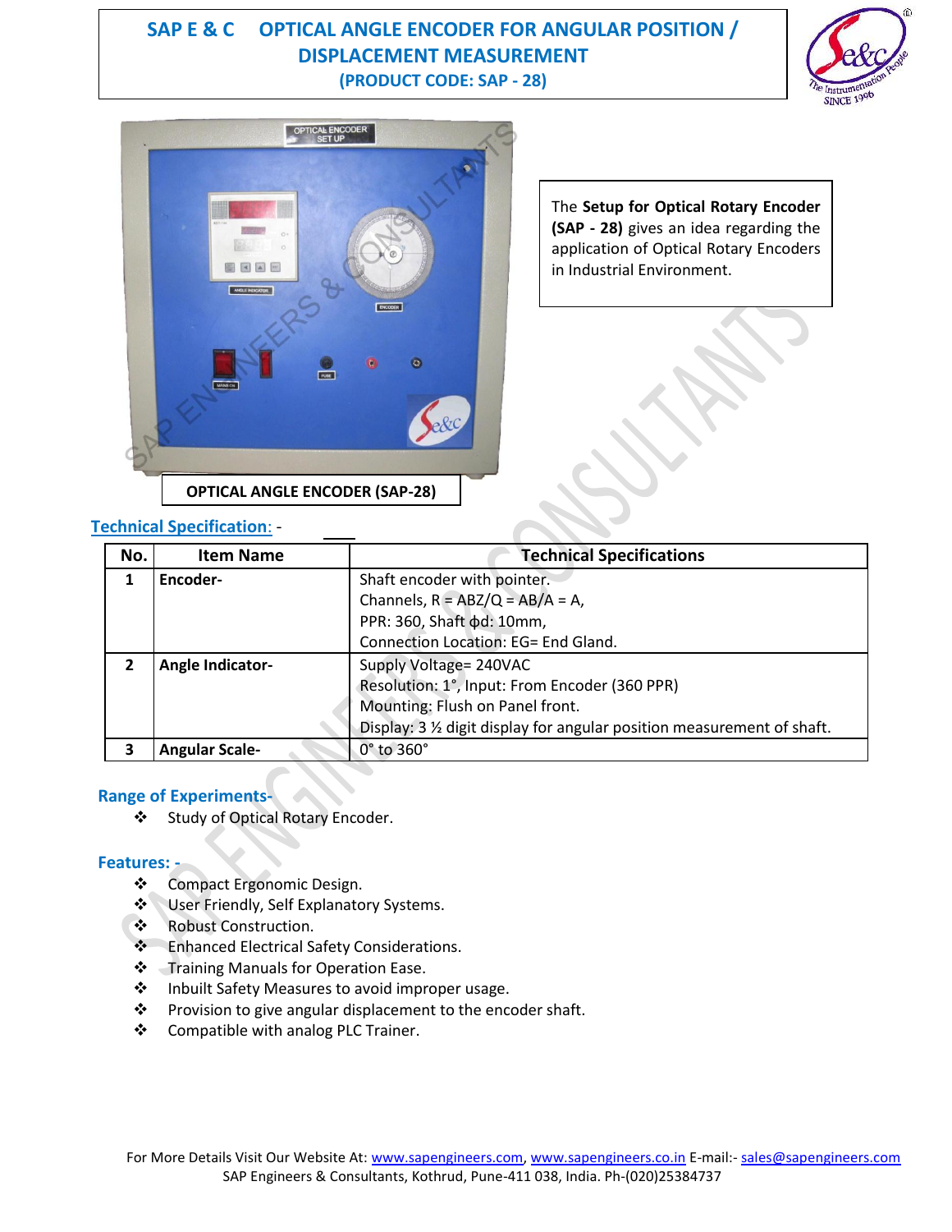# SAP E & C OPTICAL ANGLE ENCODER FOR ANGULAR POSITION / DISPLACEMENT MEASUREMENT

**(PRODUCT CODE: SAP - 28)**

The **Setup for Optical Rotary Encoder (SAP - 28)** gives an idea regarding the application of Optical Rotary Encoders in Industrial Environment.

**OPTICAL ANGLE ENCODER (SAP-28)**

## Technical Specification: -

| No. | Item Name | Technical Specifications |
|---|---|---|
| 1 | **Encoder-** | Shaft encoder with pointer.<br>Channels, R = ABZ/Q = AB/A = A,<br>PPR: 360, Shaft ϕd: 10mm,<br>Connection Location: EG= End Gland. |
| 2 | **Angle Indicator-** | Supply Voltage= 240VAC<br>Resolution: 1°, Input: From Encoder (360 PPR)<br>Mounting: Flush on Panel front.<br>Display: 3 ½ digit display for angular position measurement of shaft. |
| 3 | **Angular Scale-** | 0° to 360° |

## Range of Experiments-

- Study of Optical Rotary Encoder.

## Features: -

- Compact Ergonomic Design.
- User Friendly, Self Explanatory Systems.
- Robust Construction.
- Enhanced Electrical Safety Considerations.
- Training Manuals for Operation Ease.
- Inbuilt Safety Measures to avoid improper usage.
- Provision to give angular displacement to the encoder shaft.
- Compatible with analog PLC Trainer.

For More Details Visit Our Website At: www.sapengineers.com, www.sapengineers.co.in E-mail:- sales@sapengineers.com
SAP Engineers & Consultants, Kothrud, Pune-411 038, India. Ph-(020)25384737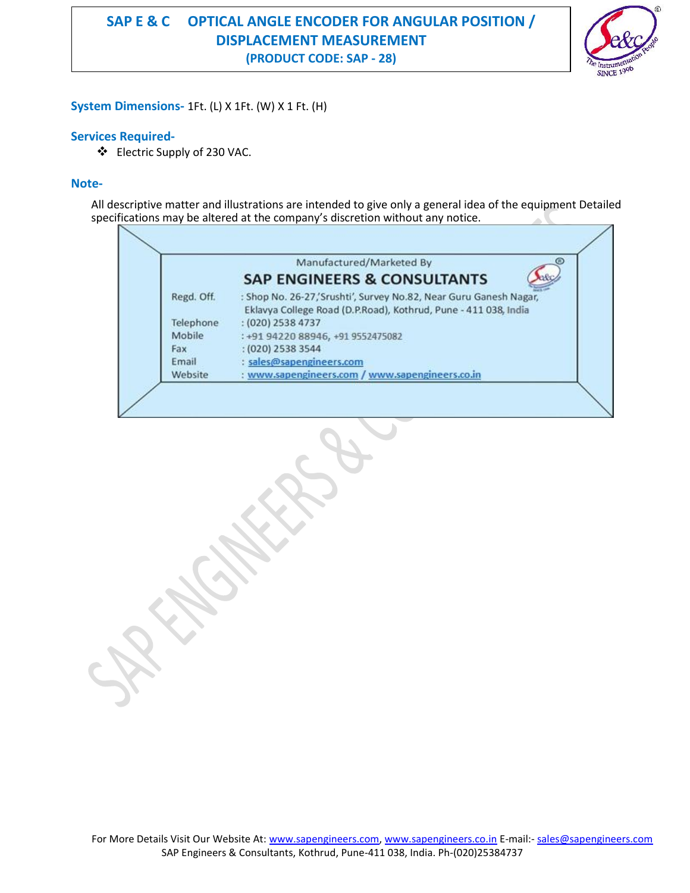**System Dimensions-** 1Ft. (L) X 1Ft. (W) X 1 Ft. (H)

**Services Required-**

- Electric Supply of 230 VAC.

**Note-**

All descriptive matter and illustrations are intended to give only a general idea of the equipment Detailed specifications may be altered at the company's discretion without any notice.

Manufactured/Marketed By

**SAP ENGINEERS & CONSULTANTS**

| | |
|---|---|
| Regd. Off. | : Shop No. 26-27,'Srushti', Survey No.82, Near Guru Ganesh Nagar, Eklavya College Road (D.P.Road), Kothrud, Pune - 411 038, India |
| Telephone | : (020) 2538 4737 |
| Mobile | : +91 94220 88946, +91 9552475082 |
| Fax | : (020) 2538 3544 |
| Email | : sales@sapengineers.com |
| Website | : www.sapengineers.com / www.sapengineers.co.in |